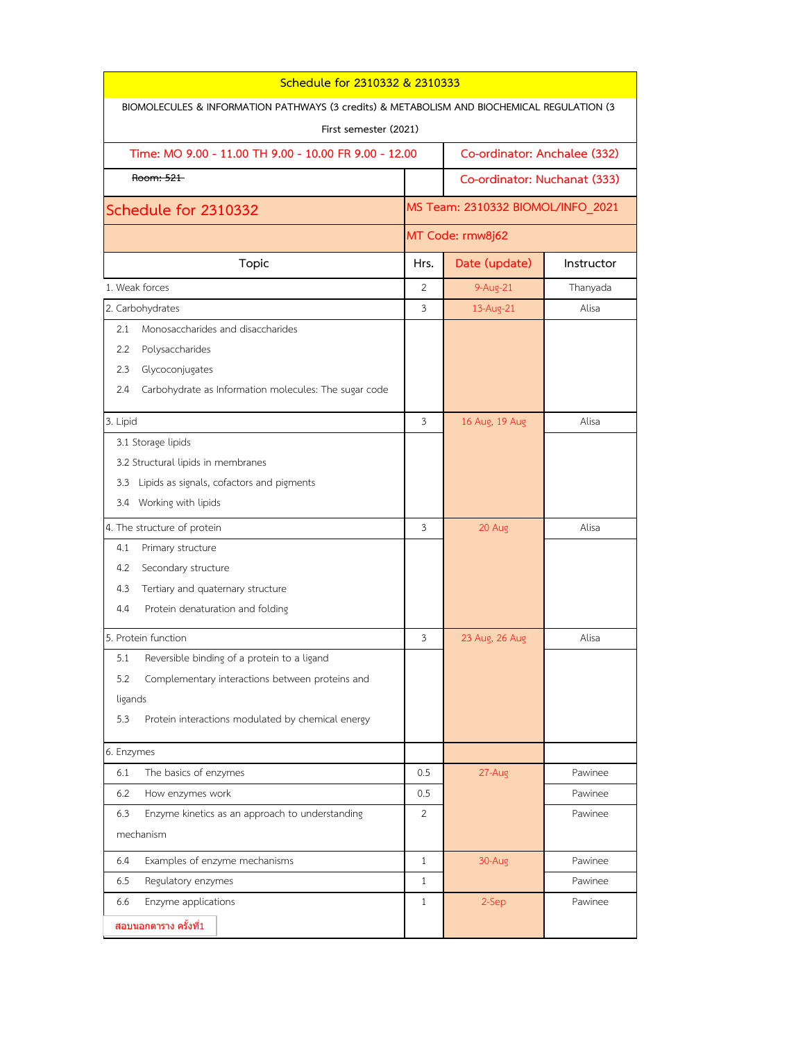# Schedule for 2310332 & 2310333

BIOMOLECULES & INFORMATION PATHWAYS (3 credits) & METABOLISM AND BIOCHEMICAL REGULATION (3

First semester (2021)

| Time: MO 9.00 - 11.00 TH 9.00 - 10.00 FR 9.00 - 12.00 | Co-ordinator: Anchalee (332) |
|---|---|
| ~~Room: 521~~ | Co-ordinator: Nuchanat (333) |

## Schedule for 2310332

MS Team: 2310332 BIOMOL/INFO_2021

MT Code: rmw8j62

| Topic | Hrs. | Date (update) | Instructor |
|---|---|---|---|
| 1. Weak forces | 2 | 9-Aug-21 | Thanyada |
| 2. Carbohydrates | 3 | 13-Aug-21 | Alisa |
| 2.1 Monosaccharides and disaccharides | | | |
| 2.2 Polysaccharides | | | |
| 2.3 Glycoconjugates | | | |
| 2.4 Carbohydrate as Information molecules: The sugar code | | | |
| 3. Lipid | 3 | 16 Aug, 19 Aug | Alisa |
| 3.1 Storage lipids | | | |
| 3.2 Structural lipids in membranes | | | |
| 3.3 Lipids as signals, cofactors and pigments | | | |
| 3.4 Working with lipids | | | |
| 4. The structure of protein | 3 | 20 Aug | Alisa |
| 4.1 Primary structure | | | |
| 4.2 Secondary structure | | | |
| 4.3 Tertiary and quaternary structure | | | |
| 4.4 Protein denaturation and folding | | | |
| 5. Protein function | 3 | 23 Aug, 26 Aug | Alisa |
| 5.1 Reversible binding of a protein to a ligand | | | |
| 5.2 Complementary interactions between proteins and ligands | | | |
| 5.3 Protein interactions modulated by chemical energy | | | |
| 6. Enzymes | | | |
| 6.1 The basics of enzymes | 0.5 | 27-Aug | Pawinee |
| 6.2 How enzymes work | 0.5 | | Pawinee |
| 6.3 Enzyme kinetics as an approach to understanding mechanism | 2 | | Pawinee |
| 6.4 Examples of enzyme mechanisms | 1 | 30-Aug | Pawinee |
| 6.5 Regulatory enzymes | 1 | | Pawinee |
| 6.6 Enzyme applications | 1 | 2-Sep | Pawinee |
| สอบนอกตาราง ครั้งที่1 | | | |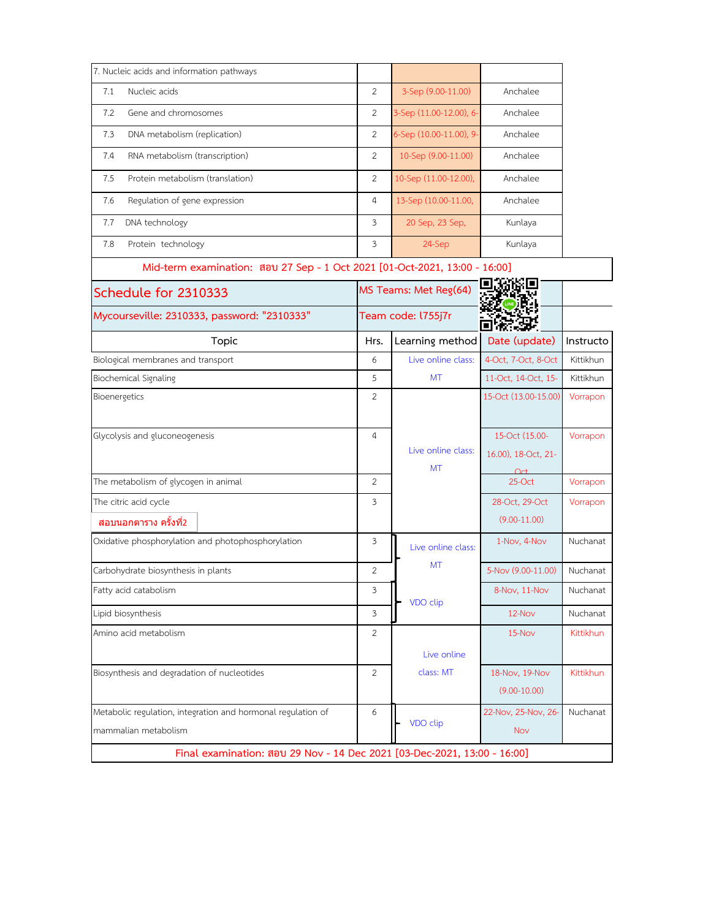| 7. Nucleic acids and information pathways | | | |
|---|---|---|---|
| 7.1 Nucleic acids | 2 | 3-Sep (9.00-11.00) | Anchalee |
| 7.2 Gene and chromosomes | 2 | 3-Sep (11.00-12.00), 6- | Anchalee |
| 7.3 DNA metabolism (replication) | 2 | 6-Sep (10.00-11.00), 9- | Anchalee |
| 7.4 RNA metabolism (transcription) | 2 | 10-Sep (9.00-11.00) | Anchalee |
| 7.5 Protein metabolism (translation) | 2 | 10-Sep (11.00-12.00), | Anchalee |
| 7.6 Regulation of gene expression | 4 | 13-Sep (10.00-11.00, | Anchalee |
| 7.7 DNA technology | 3 | 20 Sep, 23 Sep, | Kunlaya |
| 7.8 Protein technology | 3 | 24-Sep | Kunlaya |

Mid-term examination: สอบ 27 Sep - 1 Oct 2021 [01-Oct-2021, 13:00 - 16:00]

## Schedule for 2310333

MS Teams: Met Reg(64)

Mycourseville: 2310333, password: "2310333"

Team code: l755j7r

| Topic | Hrs. | Learning method | Date (update) | Instructo |
|---|---|---|---|---|
| Biological membranes and transport | 6 | Live online class: MT | 4-Oct, 7-Oct, 8-Oct | Kittikhun |
| Biochemical Signaling | 5 | | 11-Oct, 14-Oct, 15- | Kittikhun |
| Bioenergetics | 2 | Live online class: MT | 15-Oct (13.00-15.00) | Vorrapon |
| Glycolysis and gluconeogenesis | 4 | | 15-Oct (15.00-16.00), 18-Oct, 21-Oct | Vorrapon |
| The metabolism of glycogen in animal | 2 | | 25-Oct | Vorrapon |
| The citric acid cycle<br>สอบนอกตาราง ครั้งที่2 | 3 | | 28-Oct, 29-Oct (9.00-11.00) | Vorrapon |
| Oxidative phosphorylation and photophosphorylation | 3 | Live online class: MT | 1-Nov, 4-Nov | Nuchanat |
| Carbohydrate biosynthesis in plants | 2 | | 5-Nov (9.00-11.00) | Nuchanat |
| Fatty acid catabolism | 3 | VDO clip | 8-Nov, 11-Nov | Nuchanat |
| Lipid biosynthesis | 3 | | 12-Nov | Nuchanat |
| Amino acid metabolism | 2 | Live online class: MT | 15-Nov | Kittikhun |
| Biosynthesis and degradation of nucleotides | 2 | | 18-Nov, 19-Nov (9.00-10.00) | Kittikhun |
| Metabolic regulation, integration and hormonal regulation of mammalian metabolism | 6 | VDO clip | 22-Nov, 25-Nov, 26-Nov | Nuchanat |

Final examination: สอบ 29 Nov - 14 Dec 2021 [03-Dec-2021, 13:00 - 16:00]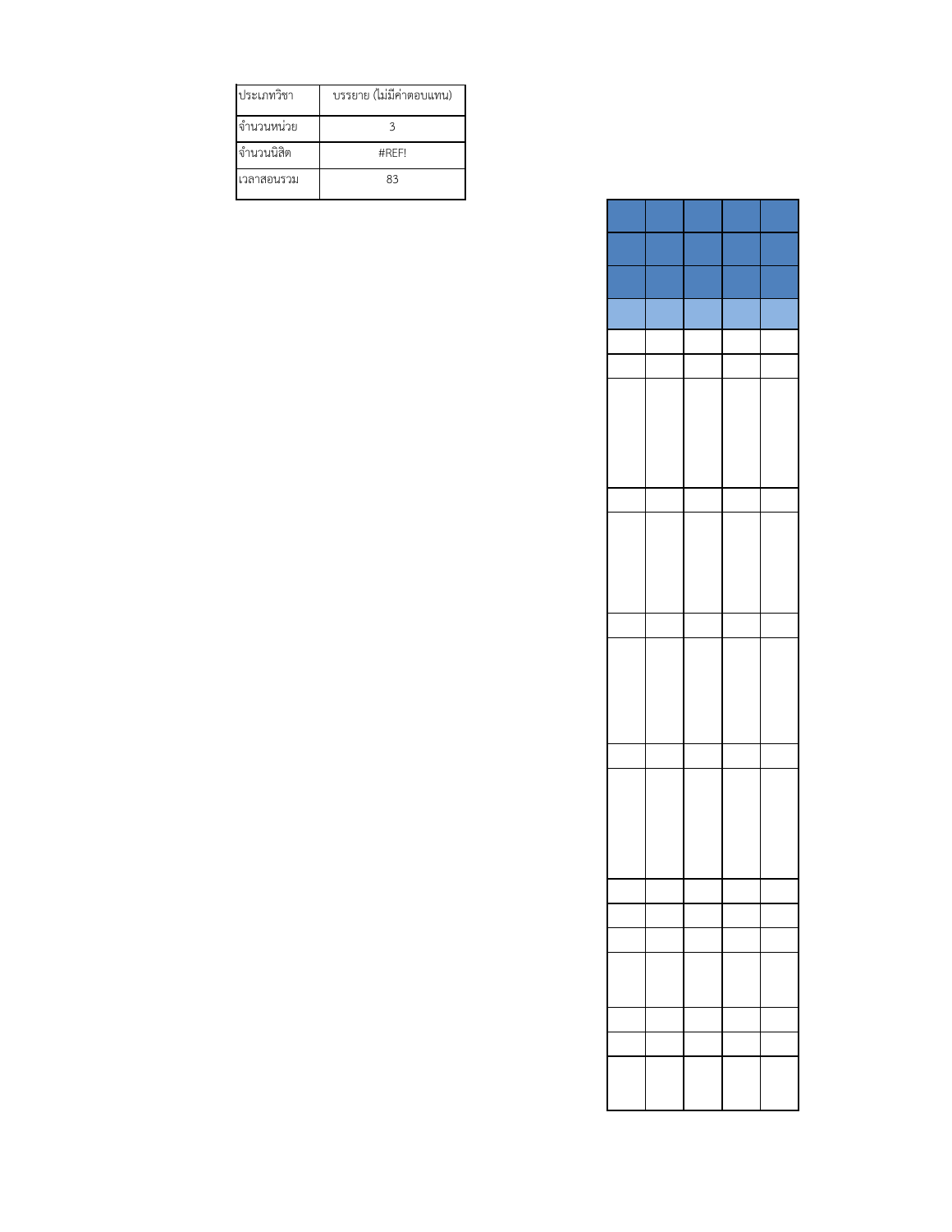| ประเภทวิชา | บรรยาย (ไม่มีค่าตอบแทน) |
| --- | --- |
| จำนวนหน่วย | 3 |
| จำนวนนิสิต | #REF! |
| เวลาสอนรวม | 83 |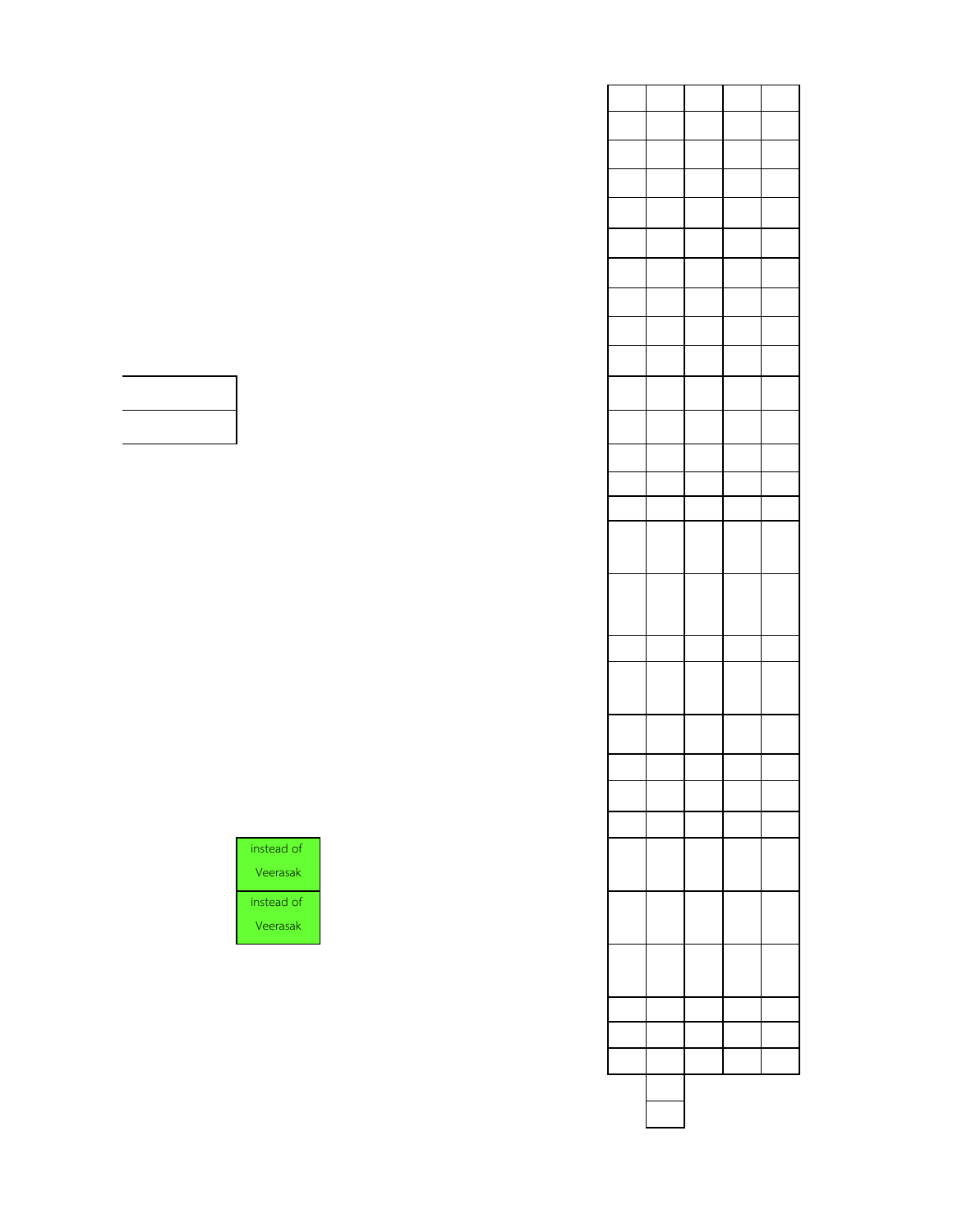instead of Veerasak

instead of Veerasak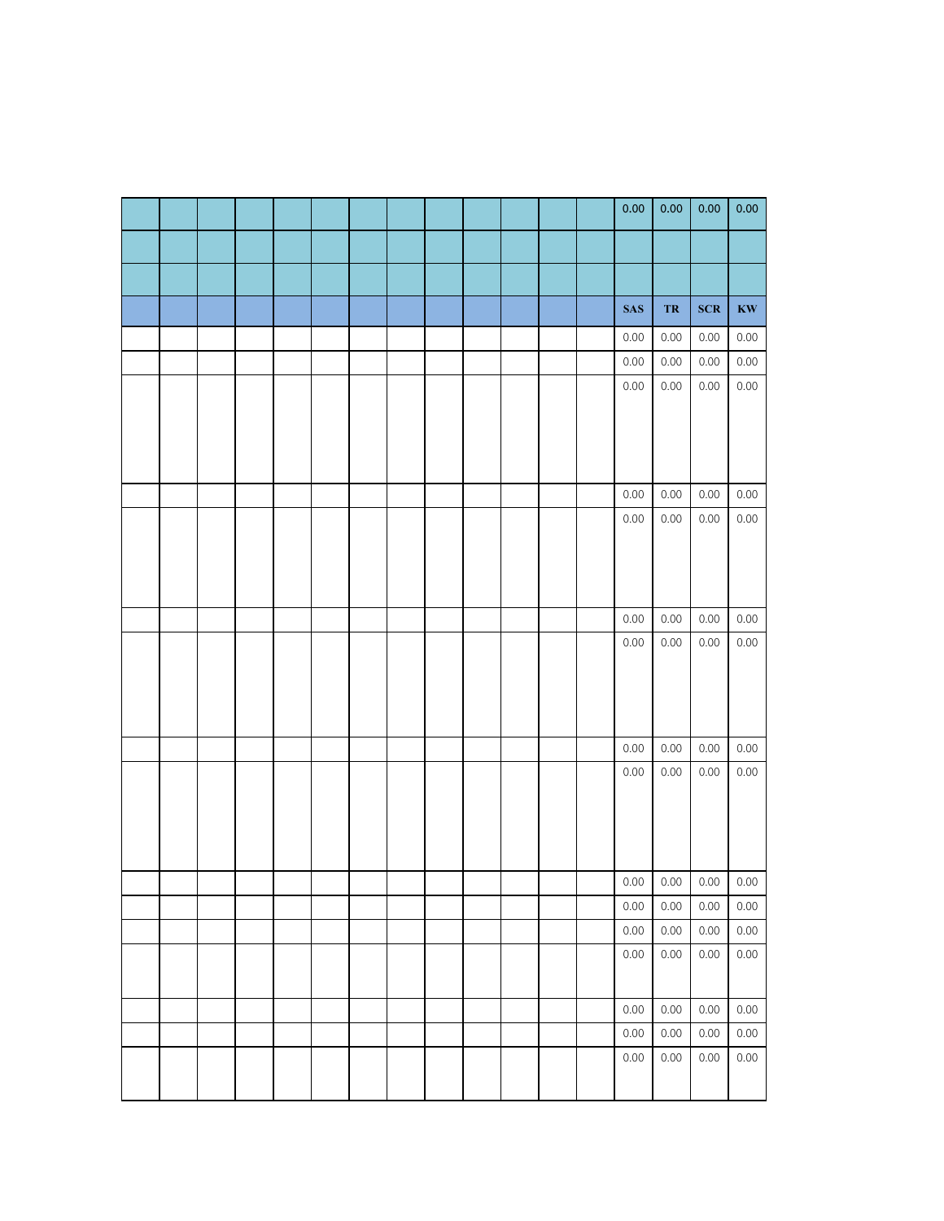| | | | | | | | | | | | | | | | |
|---|---|---|---|---|---|---|---|---|---|---|---|---|---|---|---|
| | | | | | | | | | | | | 0.00 | 0.00 | 0.00 | 0.00 |
| | | | | | | | | | | | | | | | |
| | | | | | | | | | | | | | | | |
| | | | | | | | | | | | | **SAS** | **TR** | **SCR** | **KW** |
| | | | | | | | | | | | | 0.00 | 0.00 | 0.00 | 0.00 |
| | | | | | | | | | | | | 0.00 | 0.00 | 0.00 | 0.00 |
| | | | | | | | | | | | | 0.00 | 0.00 | 0.00 | 0.00 |
| | | | | | | | | | | | | 0.00 | 0.00 | 0.00 | 0.00 |
| | | | | | | | | | | | | 0.00 | 0.00 | 0.00 | 0.00 |
| | | | | | | | | | | | | 0.00 | 0.00 | 0.00 | 0.00 |
| | | | | | | | | | | | | 0.00 | 0.00 | 0.00 | 0.00 |
| | | | | | | | | | | | | 0.00 | 0.00 | 0.00 | 0.00 |
| | | | | | | | | | | | | 0.00 | 0.00 | 0.00 | 0.00 |
| | | | | | | | | | | | | 0.00 | 0.00 | 0.00 | 0.00 |
| | | | | | | | | | | | | 0.00 | 0.00 | 0.00 | 0.00 |
| | | | | | | | | | | | | 0.00 | 0.00 | 0.00 | 0.00 |
| | | | | | | | | | | | | 0.00 | 0.00 | 0.00 | 0.00 |
| | | | | | | | | | | | | 0.00 | 0.00 | 0.00 | 0.00 |
| | | | | | | | | | | | | 0.00 | 0.00 | 0.00 | 0.00 |
| | | | | | | | | | | | | 0.00 | 0.00 | 0.00 | 0.00 |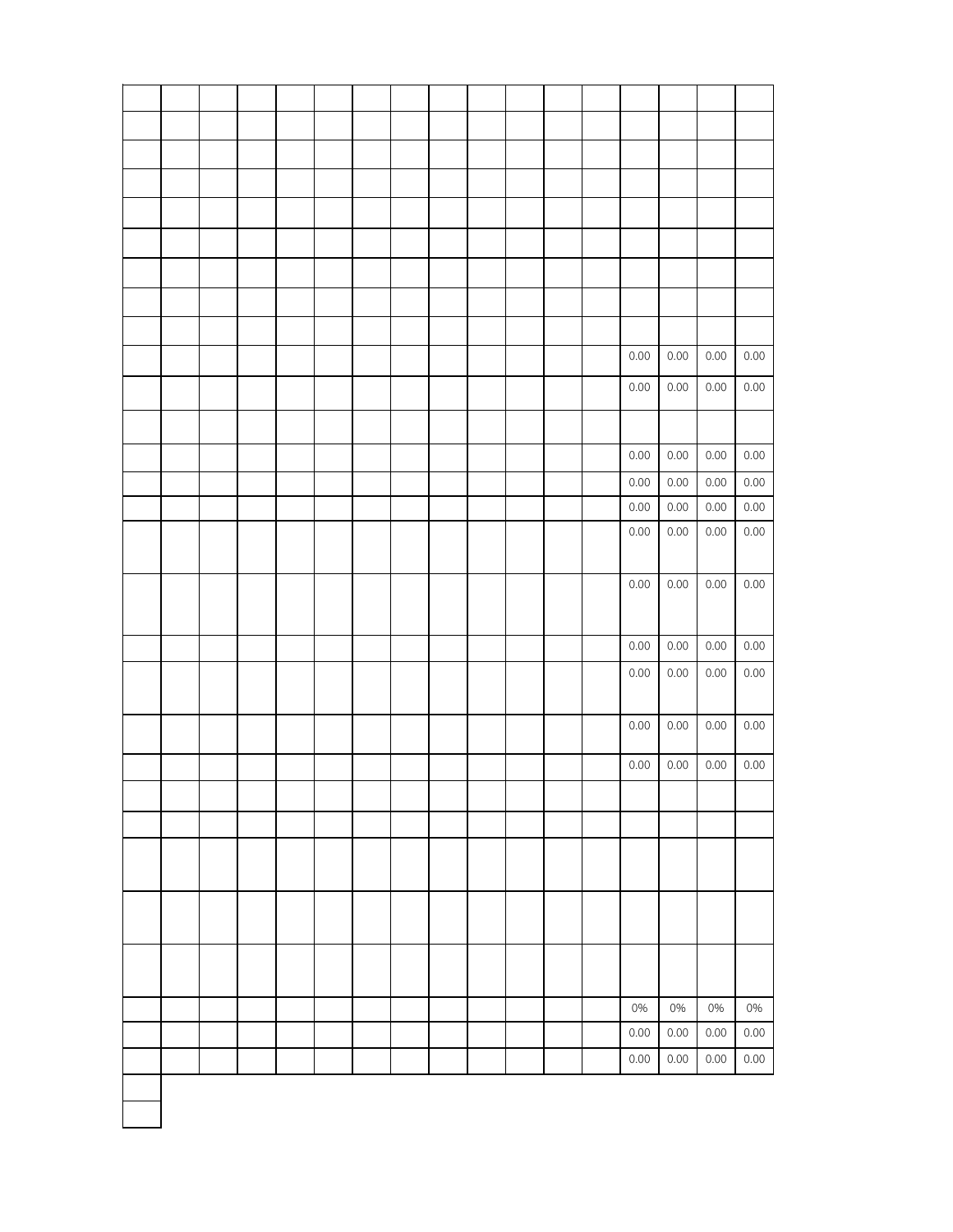| | | | | | | | | | | | | | | | | |
|---|---|---|---|---|---|---|---|---|---|---|---|---|---|---|---|---|
| | | | | | | | | | | | | | | | | |
| | | | | | | | | | | | | | | | | |
| | | | | | | | | | | | | | | | | |
| | | | | | | | | | | | | | | | | |
| | | | | | | | | | | | | | | | | |
| | | | | | | | | | | | | | | | | |
| | | | | | | | | | | | | | | | | |
| | | | | | | | | | | | | | | | | |
| | | | | | | | | | | | | | 0.00 | 0.00 | 0.00 | 0.00 |
| | | | | | | | | | | | | | 0.00 | 0.00 | 0.00 | 0.00 |
| | | | | | | | | | | | | | | | | |
| | | | | | | | | | | | | | 0.00 | 0.00 | 0.00 | 0.00 |
| | | | | | | | | | | | | | 0.00 | 0.00 | 0.00 | 0.00 |
| | | | | | | | | | | | | | 0.00 | 0.00 | 0.00 | 0.00 |
| | | | | | | | | | | | | | 0.00 | 0.00 | 0.00 | 0.00 |
| | | | | | | | | | | | | | 0.00 | 0.00 | 0.00 | 0.00 |
| | | | | | | | | | | | | | 0.00 | 0.00 | 0.00 | 0.00 |
| | | | | | | | | | | | | | 0.00 | 0.00 | 0.00 | 0.00 |
| | | | | | | | | | | | | | 0.00 | 0.00 | 0.00 | 0.00 |
| | | | | | | | | | | | | | 0.00 | 0.00 | 0.00 | 0.00 |
| | | | | | | | | | | | | | | | | |
| | | | | | | | | | | | | | | | | |
| | | | | | | | | | | | | | | | | |
| | | | | | | | | | | | | | | | | |
| | | | | | | | | | | | | | | | | |
| | | | | | | | | | | | | | 0% | 0% | 0% | 0% |
| | | | | | | | | | | | | | 0.00 | 0.00 | 0.00 | 0.00 |
| | | | | | | | | | | | | | 0.00 | 0.00 | 0.00 | 0.00 |